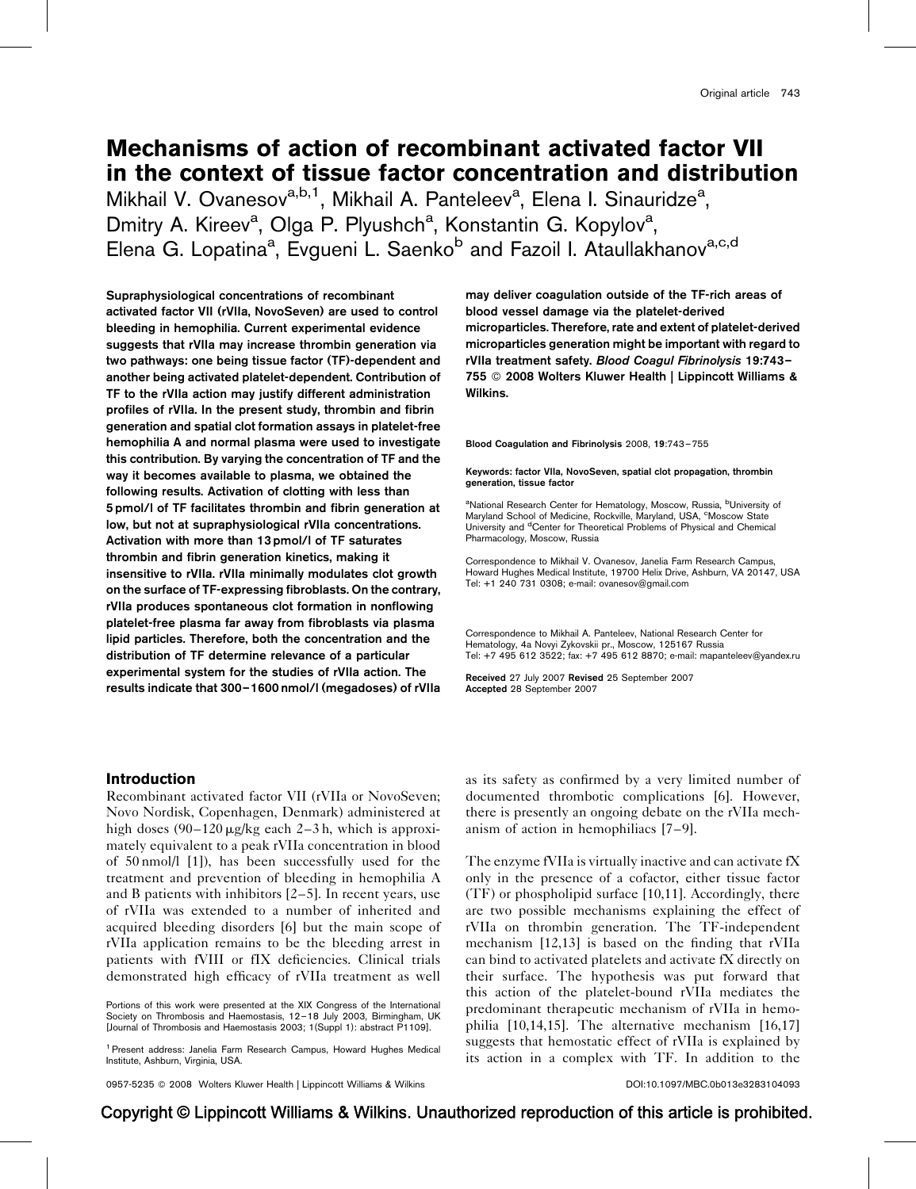# Mechanisms of action of recombinant activated factor VII in the context of tissue factor concentration and distribution

Mikhail V. Ovanesov[a,b,1], Mikhail A. Panteleev[a], Elena I. Sinauridze[a], Dmitry A. Kireev[a], Olga P. Plyushch[a], Konstantin G. Kopylov[a], Elena G. Lopatina[a], Evgueni L. Saenko[b] and Fazoil I. Ataullakhanov[a,c,d]

**Supraphysiological concentrations of recombinant activated factor VII (rVIIa, NovoSeven) are used to control bleeding in hemophilia. Current experimental evidence suggests that rVIIa may increase thrombin generation via two pathways: one being tissue factor (TF)-dependent and another being activated platelet-dependent. Contribution of TF to the rVIIa action may justify different administration profiles of rVIIa. In the present study, thrombin and fibrin generation and spatial clot formation assays in platelet-free hemophilia A and normal plasma were used to investigate this contribution. By varying the concentration of TF and the way it becomes available to plasma, we obtained the following results. Activation of clotting with less than 5 pmol/l of TF facilitates thrombin and fibrin generation at low, but not at supraphysiological rVIIa concentrations. Activation with more than 13 pmol/l of TF saturates thrombin and fibrin generation kinetics, making it insensitive to rVIIa. rVIIa minimally modulates clot growth on the surface of TF-expressing fibroblasts. On the contrary, rVIIa produces spontaneous clot formation in nonflowing platelet-free plasma far away from fibroblasts via plasma lipid particles. Therefore, both the concentration and the distribution of TF determine relevance of a particular experimental system for the studies of rVIIa action. The results indicate that 300–1600 nmol/l (megadoses) of rVIIa may deliver coagulation outside of the TF-rich areas of blood vessel damage via the platelet-derived microparticles. Therefore, rate and extent of platelet-derived microparticles generation might be important with regard to rVIIa treatment safety.** ***Blood Coagul Fibrinolysis*** **19:743–755 © 2008 Wolters Kluwer Health | Lippincott Williams & Wilkins.**

Blood Coagulation and Fibrinolysis 2008, 19:743–755

**Keywords:** factor VIIa, NovoSeven, spatial clot propagation, thrombin generation, tissue factor

[a]National Research Center for Hematology, Moscow, Russia, [b]University of Maryland School of Medicine, Rockville, Maryland, USA, [c]Moscow State University and [d]Center for Theoretical Problems of Physical and Chemical Pharmacology, Moscow, Russia

Correspondence to Mikhail V. Ovanesov, Janelia Farm Research Campus, Howard Hughes Medical Institute, 19700 Helix Drive, Ashburn, VA 20147, USA
Tel: +1 240 731 0308; e-mail: ovanesov@gmail.com

Correspondence to Mikhail A. Panteleev, National Research Center for Hematology, 4a Novyi Zykovskii pr., Moscow, 125167 Russia
Tel: +7 495 612 3522; fax: +7 495 612 8870; e-mail: mapanteleev@yandex.ru

Received 27 July 2007 Revised 25 September 2007
Accepted 28 September 2007

## Introduction

Recombinant activated factor VII (rVIIa or NovoSeven; Novo Nordisk, Copenhagen, Denmark) administered at high doses (90–120 μg/kg each 2–3 h, which is approximately equivalent to a peak rVIIa concentration in blood of 50 nmol/l [1]), has been successfully used for the treatment and prevention of bleeding in hemophilia A and B patients with inhibitors [2–5]. In recent years, use of rVIIa was extended to a number of inherited and acquired bleeding disorders [6] but the main scope of rVIIa application remains to be the bleeding arrest in patients with fVIII or fIX deficiencies. Clinical trials demonstrated high efficacy of rVIIa treatment as well as its safety as confirmed by a very limited number of documented thrombotic complications [6]. However, there is presently an ongoing debate on the rVIIa mechanism of action in hemophiliacs [7–9].

The enzyme fVIIa is virtually inactive and can activate fX only in the presence of a cofactor, either tissue factor (TF) or phospholipid surface [10,11]. Accordingly, there are two possible mechanisms explaining the effect of rVIIa on thrombin generation. The TF-independent mechanism [12,13] is based on the finding that rVIIa can bind to activated platelets and activate fX directly on their surface. The hypothesis was put forward that this action of the platelet-bound rVIIa mediates the predominant therapeutic mechanism of rVIIa in hemophilia [10,14,15]. The alternative mechanism [16,17] suggests that hemostatic effect of rVIIa is explained by its action in a complex with TF. In addition to the

Portions of this work were presented at the XIX Congress of the International Society on Thrombosis and Haemostasis, 12–18 July 2003, Birmingham, UK [Journal of Thrombosis and Haemostasis 2003; 1(Suppl 1): abstract P1109].

[1] Present address: Janelia Farm Research Campus, Howard Hughes Medical Institute, Ashburn, Virginia, USA.

0957-5235 © 2008 Wolters Kluwer Health | Lippincott Williams & Wilkins DOI:10.1097/MBC.0b013e3283104093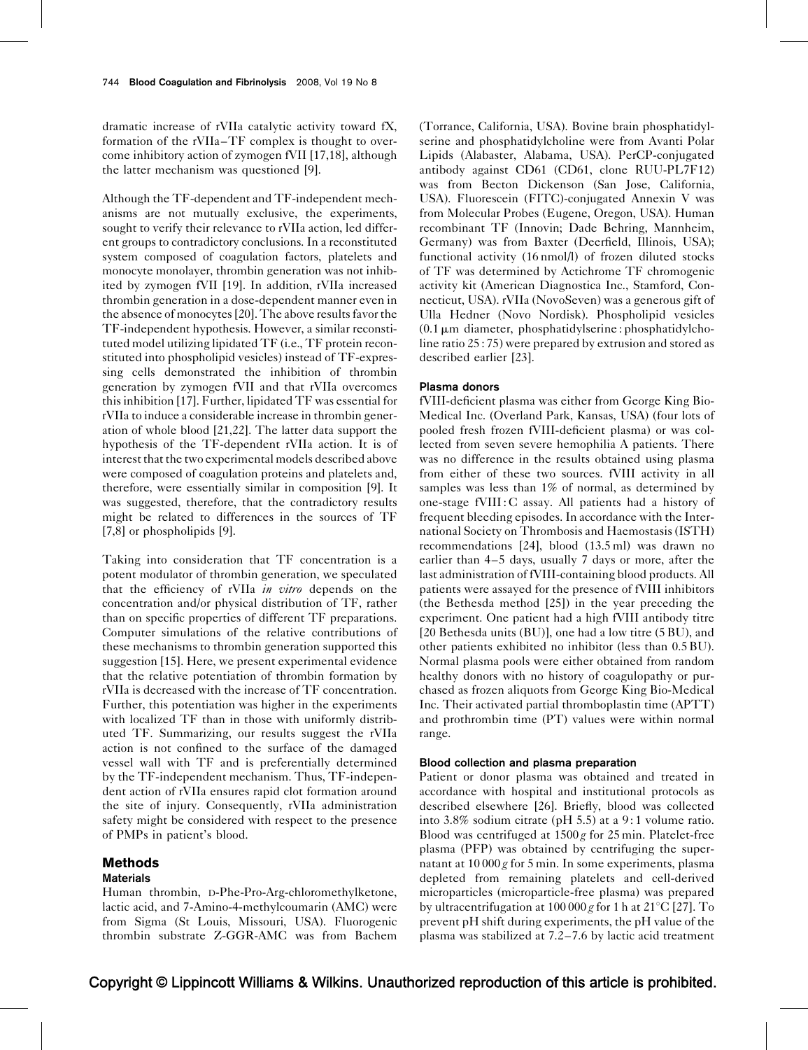dramatic increase of rVIIa catalytic activity toward fX, formation of the rVIIa–TF complex is thought to overcome inhibitory action of zymogen fVII [17,18], although the latter mechanism was questioned [9].

Although the TF-dependent and TF-independent mechanisms are not mutually exclusive, the experiments, sought to verify their relevance to rVIIa action, led different groups to contradictory conclusions. In a reconstituted system composed of coagulation factors, platelets and monocyte monolayer, thrombin generation was not inhibited by zymogen fVII [19]. In addition, rVIIa increased thrombin generation in a dose-dependent manner even in the absence of monocytes [20]. The above results favor the TF-independent hypothesis. However, a similar reconstituted model utilizing lipidated TF (i.e., TF protein reconstituted into phospholipid vesicles) instead of TF-expressing cells demonstrated the inhibition of thrombin generation by zymogen fVII and that rVIIa overcomes this inhibition [17]. Further, lipidated TF was essential for rVIIa to induce a considerable increase in thrombin generation of whole blood [21,22]. The latter data support the hypothesis of the TF-dependent rVIIa action. It is of interest that the two experimental models described above were composed of coagulation proteins and platelets and, therefore, were essentially similar in composition [9]. It was suggested, therefore, that the contradictory results might be related to differences in the sources of TF [7,8] or phospholipids [9].

Taking into consideration that TF concentration is a potent modulator of thrombin generation, we speculated that the efficiency of rVIIa *in vitro* depends on the concentration and/or physical distribution of TF, rather than on specific properties of different TF preparations. Computer simulations of the relative contributions of these mechanisms to thrombin generation supported this suggestion [15]. Here, we present experimental evidence that the relative potentiation of thrombin formation by rVIIa is decreased with the increase of TF concentration. Further, this potentiation was higher in the experiments with localized TF than in those with uniformly distributed TF. Summarizing, our results suggest the rVIIa action is not confined to the surface of the damaged vessel wall with TF and is preferentially determined by the TF-independent mechanism. Thus, TF-independent action of rVIIa ensures rapid clot formation around the site of injury. Consequently, rVIIa administration safety might be considered with respect to the presence of PMPs in patient's blood.

## Methods

### Materials

Human thrombin, D-Phe-Pro-Arg-chloromethylketone, lactic acid, and 7-Amino-4-methylcoumarin (AMC) were from Sigma (St Louis, Missouri, USA). Fluorogenic thrombin substrate Z-GGR-AMC was from Bachem (Torrance, California, USA). Bovine brain phosphatidylserine and phosphatidylcholine were from Avanti Polar Lipids (Alabaster, Alabama, USA). PerCP-conjugated antibody against CD61 (CD61, clone RUU-PL7F12) was from Becton Dickenson (San Jose, California, USA). Fluorescein (FITC)-conjugated Annexin V was from Molecular Probes (Eugene, Oregon, USA). Human recombinant TF (Innovin; Dade Behring, Mannheim, Germany) was from Baxter (Deerfield, Illinois, USA); functional activity (16 nmol/l) of frozen diluted stocks of TF was determined by Actichrome TF chromogenic activity kit (American Diagnostica Inc., Stamford, Connecticut, USA). rVIIa (NovoSeven) was a generous gift of Ulla Hedner (Novo Nordisk). Phospholipid vesicles (0.1 μm diameter, phosphatidylserine : phosphatidylcholine ratio 25 : 75) were prepared by extrusion and stored as described earlier [23].

### Plasma donors

fVIII-deficient plasma was either from George King Bio-Medical Inc. (Overland Park, Kansas, USA) (four lots of pooled fresh frozen fVIII-deficient plasma) or was collected from seven severe hemophilia A patients. There was no difference in the results obtained using plasma from either of these two sources. fVIII activity in all samples was less than 1% of normal, as determined by one-stage fVIII : C assay. All patients had a history of frequent bleeding episodes. In accordance with the International Society on Thrombosis and Haemostasis (ISTH) recommendations [24], blood (13.5 ml) was drawn no earlier than 4–5 days, usually 7 days or more, after the last administration of fVIII-containing blood products. All patients were assayed for the presence of fVIII inhibitors (the Bethesda method [25]) in the year preceding the experiment. One patient had a high fVIII antibody titre [20 Bethesda units (BU)], one had a low titre (5 BU), and other patients exhibited no inhibitor (less than 0.5 BU). Normal plasma pools were either obtained from random healthy donors with no history of coagulopathy or purchased as frozen aliquots from George King Bio-Medical Inc. Their activated partial thromboplastin time (APTT) and prothrombin time (PT) values were within normal range.

### Blood collection and plasma preparation

Patient or donor plasma was obtained and treated in accordance with hospital and institutional protocols as described elsewhere [26]. Briefly, blood was collected into 3.8% sodium citrate (pH 5.5) at a 9 : 1 volume ratio. Blood was centrifuged at 1500 *g* for 25 min. Platelet-free plasma (PFP) was obtained by centrifuging the supernatant at 10 000 *g* for 5 min. In some experiments, plasma depleted from remaining platelets and cell-derived microparticles (microparticle-free plasma) was prepared by ultracentrifugation at 100 000 *g* for 1 h at 21°C [27]. To prevent pH shift during experiments, the pH value of the plasma was stabilized at 7.2–7.6 by lactic acid treatment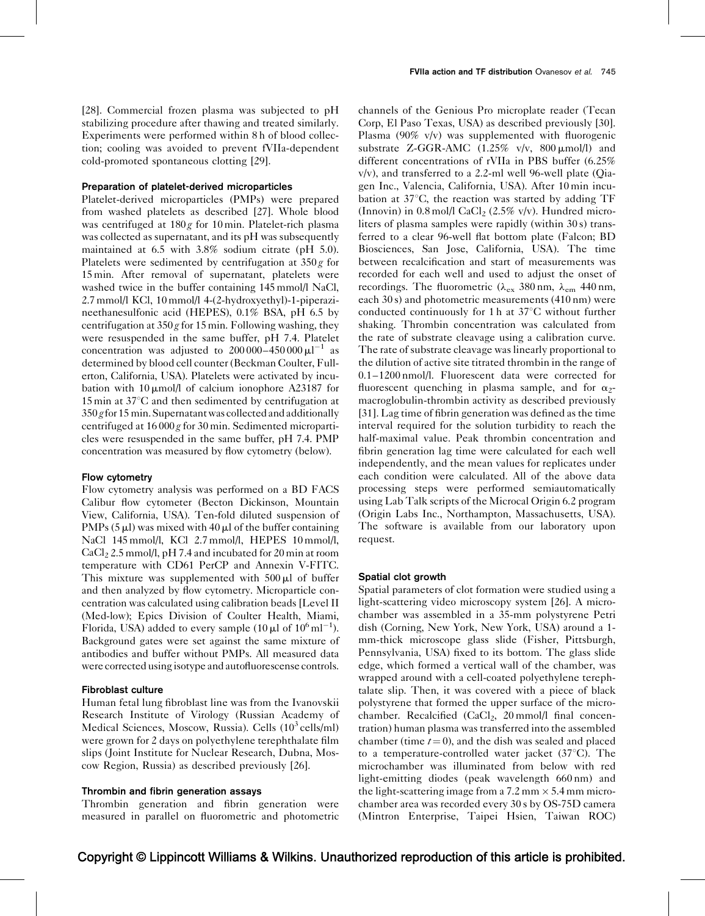[28]. Commercial frozen plasma was subjected to pH stabilizing procedure after thawing and treated similarly. Experiments were performed within 8 h of blood collection; cooling was avoided to prevent fVIIa-dependent cold-promoted spontaneous clotting [29].

#### Preparation of platelet-derived microparticles

Platelet-derived microparticles (PMPs) were prepared from washed platelets as described [27]. Whole blood was centrifuged at 180 $g$ for 10 min. Platelet-rich plasma was collected as supernatant, and its pH was subsequently maintained at 6.5 with 3.8% sodium citrate (pH 5.0). Platelets were sedimented by centrifugation at 350 $g$ for 15 min. After removal of supernatant, platelets were washed twice in the buffer containing 145 mmol/l NaCl, 2.7 mmol/l KCl, 10 mmol/l 4-(2-hydroxyethyl)-1-piperazineethanesulfonic acid (HEPES), 0.1% BSA, pH 6.5 by centrifugation at 350 $g$ for 15 min. Following washing, they were resuspended in the same buffer, pH 7.4. Platelet concentration was adjusted to 200 000–450 000 $\mu l^{-1}$ as determined by blood cell counter (Beckman Coulter, Fullerton, California, USA). Platelets were activated by incubation with 10 $\mu$mol/l of calcium ionophore A23187 for 15 min at 37°C and then sedimented by centrifugation at 350 $g$ for 15 min. Supernatant was collected and additionally centrifuged at 16 000 $g$ for 30 min. Sedimented microparticles were resuspended in the same buffer, pH 7.4. PMP concentration was measured by flow cytometry (below).

#### Flow cytometry

Flow cytometry analysis was performed on a BD FACS Calibur flow cytometer (Becton Dickinson, Mountain View, California, USA). Ten-fold diluted suspension of PMPs (5 $\mu$l) was mixed with 40 $\mu$l of the buffer containing NaCl 145 mmol/l, KCl 2.7 mmol/l, HEPES 10 mmol/l, $CaCl_2$ 2.5 mmol/l, pH 7.4 and incubated for 20 min at room temperature with CD61 PerCP and Annexin V-FITC. This mixture was supplemented with 500 $\mu$l of buffer and then analyzed by flow cytometry. Microparticle concentration was calculated using calibration beads [Level II (Med-low); Epics Division of Coulter Health, Miami, Florida, USA) added to every sample (10 $\mu$l of $10^6\,ml^{-1}$). Background gates were set against the same mixture of antibodies and buffer without PMPs. All measured data were corrected using isotype and autofluorescense controls.

#### Fibroblast culture

Human fetal lung fibroblast line was from the Ivanovskii Research Institute of Virology (Russian Academy of Medical Sciences, Moscow, Russia). Cells ($10^3$ cells/ml) were grown for 2 days on polyethylene terephthalate film slips (Joint Institute for Nuclear Research, Dubna, Moscow Region, Russia) as described previously [26].

#### Thrombin and fibrin generation assays

Thrombin generation and fibrin generation were measured in parallel on fluorometric and photometric channels of the Genious Pro microplate reader (Tecan Corp, El Paso Texas, USA) as described previously [30]. Plasma (90% v/v) was supplemented with fluorogenic substrate Z-GGR-AMC (1.25% v/v, 800 $\mu$mol/l) and different concentrations of rVIIa in PBS buffer (6.25% v/v), and transferred to a 2.2-ml well 96-well plate (Qiagen Inc., Valencia, California, USA). After 10 min incubation at 37°C, the reaction was started by adding TF (Innovin) in 0.8 mol/l $CaCl_2$ (2.5% v/v). Hundred microliters of plasma samples were rapidly (within 30 s) transferred to a clear 96-well flat bottom plate (Falcon; BD Biosciences, San Jose, California, USA). The time between recalcification and start of measurements was recorded for each well and used to adjust the onset of recordings. The fluorometric ($\lambda_{ex}$ 380 nm, $\lambda_{em}$ 440 nm, each 30 s) and photometric measurements (410 nm) were conducted continuously for 1 h at 37°C without further shaking. Thrombin concentration was calculated from the rate of substrate cleavage using a calibration curve. The rate of substrate cleavage was linearly proportional to the dilution of active site titrated thrombin in the range of 0.1–1200 nmol/l. Fluorescent data were corrected for fluorescent quenching in plasma sample, and for $\alpha_2$-macroglobulin-thrombin activity as described previously [31]. Lag time of fibrin generation was defined as the time interval required for the solution turbidity to reach the half-maximal value. Peak thrombin concentration and fibrin generation lag time were calculated for each well independently, and the mean values for replicates under each condition were calculated. All of the above data processing steps were performed semiautomatically using Lab Talk scripts of the Microcal Origin 6.2 program (Origin Labs Inc., Northampton, Massachusetts, USA). The software is available from our laboratory upon request.

#### Spatial clot growth

Spatial parameters of clot formation were studied using a light-scattering video microscopy system [26]. A microchamber was assembled in a 35-mm polystyrene Petri dish (Corning, New York, New York, USA) around a 1-mm-thick microscope glass slide (Fisher, Pittsburgh, Pennsylvania, USA) fixed to its bottom. The glass slide edge, which formed a vertical wall of the chamber, was wrapped around with a cell-coated polyethylene terephtalate slip. Then, it was covered with a piece of black polystyrene that formed the upper surface of the microchamber. Recalcified ($CaCl_2$, 20 mmol/l final concentration) human plasma was transferred into the assembled chamber (time $t = 0$), and the dish was sealed and placed to a temperature-controlled water jacket (37°C). The microchamber was illuminated from below with red light-emitting diodes (peak wavelength 660 nm) and the light-scattering image from a 7.2 mm × 5.4 mm microchamber area was recorded every 30 s by OS-75D camera (Mintron Enterprise, Taipei Hsien, Taiwan ROC)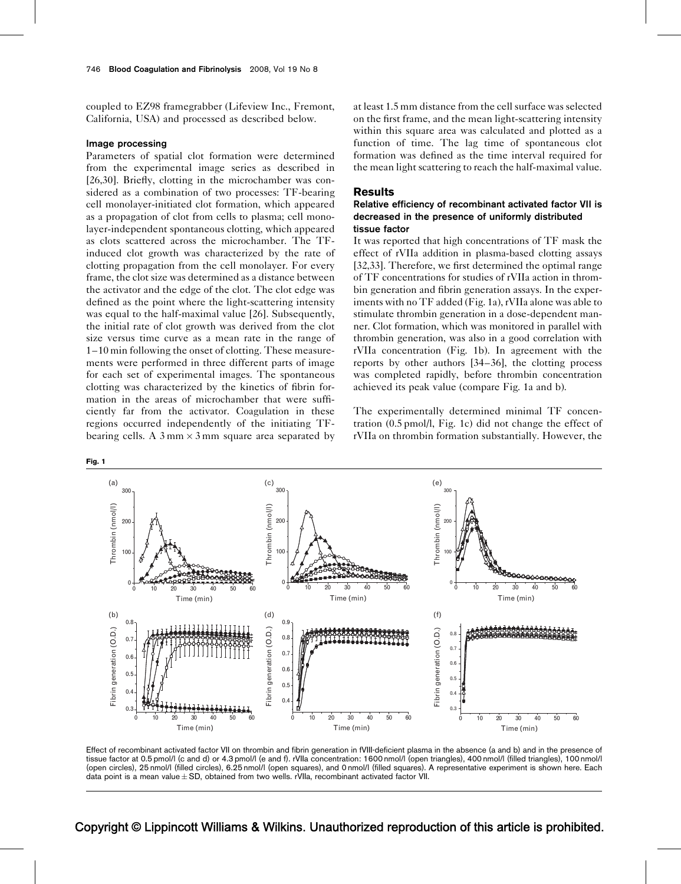coupled to EZ98 framegrabber (Lifeview Inc., Fremont, California, USA) and processed as described below.

### Image processing

Parameters of spatial clot formation were determined from the experimental image series as described in [26,30]. Briefly, clotting in the microchamber was considered as a combination of two processes: TF-bearing cell monolayer-initiated clot formation, which appeared as a propagation of clot from cells to plasma; cell monolayer-independent spontaneous clotting, which appeared as clots scattered across the microchamber. The TF-induced clot growth was characterized by the rate of clotting propagation from the cell monolayer. For every frame, the clot size was determined as a distance between the activator and the edge of the clot. The clot edge was defined as the point where the light-scattering intensity was equal to the half-maximal value [26]. Subsequently, the initial rate of clot growth was derived from the clot size versus time curve as a mean rate in the range of 1–10 min following the onset of clotting. These measurements were performed in three different parts of image for each set of experimental images. The spontaneous clotting was characterized by the kinetics of fibrin formation in the areas of microchamber that were sufficiently far from the activator. Coagulation in these regions occurred independently of the initiating TF-bearing cells. A 3 mm × 3 mm square area separated by at least 1.5 mm distance from the cell surface was selected on the first frame, and the mean light-scattering intensity within this square area was calculated and plotted as a function of time. The lag time of spontaneous clot formation was defined as the time interval required for the mean light scattering to reach the half-maximal value.

## Results

### Relative efficiency of recombinant activated factor VII is decreased in the presence of uniformly distributed tissue factor

It was reported that high concentrations of TF mask the effect of rVIIa addition in plasma-based clotting assays [32,33]. Therefore, we first determined the optimal range of TF concentrations for studies of rVIIa action in thrombin generation and fibrin generation assays. In the experiments with no TF added (Fig. 1a), rVIIa alone was able to stimulate thrombin generation in a dose-dependent manner. Clot formation, which was monitored in parallel with thrombin generation, was also in a good correlation with rVIIa concentration (Fig. 1b). In agreement with the reports by other authors [34–36], the clotting process was completed rapidly, before thrombin concentration achieved its peak value (compare Fig. 1a and b).

The experimentally determined minimal TF concentration (0.5 pmol/l, Fig. 1c) did not change the effect of rVIIa on thrombin formation substantially. However, the

**Fig. 1**

Effect of recombinant activated factor VII on thrombin and fibrin generation in fVIII-deficient plasma in the absence (a and b) and in the presence of tissue factor at 0.5 pmol/l (c and d) or 4.3 pmol/l (e and f). rVIIa concentration: 1600 nmol/l (open triangles), 400 nmol/l (filled triangles), 100 nmol/l (open circles), 25 nmol/l (filled circles), 6.25 nmol/l (open squares), and 0 nmol/l (filled squares). A representative experiment is shown here. Each data point is a mean value ± SD, obtained from two wells. rVIIa, recombinant activated factor VII.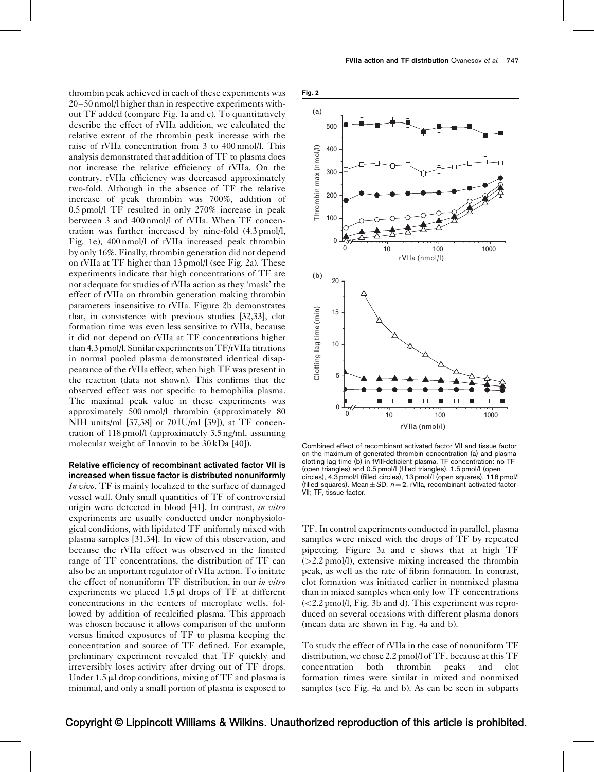thrombin peak achieved in each of these experiments was 20–50 nmol/l higher than in respective experiments without TF added (compare Fig. 1a and c). To quantitatively describe the effect of rVIIa addition, we calculated the relative extent of the thrombin peak increase with the raise of rVIIa concentration from 3 to 400 nmol/l. This analysis demonstrated that addition of TF to plasma does not increase the relative efficiency of rVIIa. On the contrary, rVIIa efficiency was decreased approximately two-fold. Although in the absence of TF the relative increase of peak thrombin was 700%, addition of 0.5 pmol/l TF resulted in only 270% increase in peak between 3 and 400 nmol/l of rVIIa. When TF concentration was further increased by nine-fold (4.3 pmol/l, Fig. 1e), 400 nmol/l of rVIIa increased peak thrombin by only 16%. Finally, thrombin generation did not depend on rVIIa at TF higher than 13 pmol/l (see Fig. 2a). These experiments indicate that high concentrations of TF are not adequate for studies of rVIIa action as they 'mask' the effect of rVIIa on thrombin generation making thrombin parameters insensitive to rVIIa. Figure 2b demonstrates that, in consistence with previous studies [32,33], clot formation time was even less sensitive to rVIIa, because it did not depend on rVIIa at TF concentrations higher than 4.3 pmol/l. Similar experiments on TF/rVIIa titrations in normal pooled plasma demonstrated identical disappearance of the rVIIa effect, when high TF was present in the reaction (data not shown). This confirms that the observed effect was not specific to hemophilia plasma. The maximal peak value in these experiments was approximately 500 nmol/l thrombin (approximately 80 NIH units/ml [37,38] or 70 IU/ml [39]), at TF concentration of 118 pmol/l (approximately 3.5 ng/ml, assuming molecular weight of Innovin to be 30 kDa [40]).

**Fig. 2**

Combined effect of recombinant activated factor VII and tissue factor on the maximum of generated thrombin concentration (a) and plasma clotting lag time (b) in fVIII-deficient plasma. TF concentration: no TF (open triangles) and 0.5 pmol/l (filled triangles), 1.5 pmol/l (open circles), 4.3 pmol/l (filled circles), 13 pmol/l (open squares), 118 pmol/l (filled squares). Mean ± SD, $n = 2$. rVIIa, recombinant activated factor VII; TF, tissue factor.

### Relative efficiency of recombinant activated factor VII is increased when tissue factor is distributed nonuniformly

*In vivo*, TF is mainly localized to the surface of damaged vessel wall. Only small quantities of TF of controversial origin were detected in blood [41]. In contrast, *in vitro* experiments are usually conducted under nonphysiological conditions, with lipidated TF uniformly mixed with plasma samples [31,34]. In view of this observation, and because the rVIIa effect was observed in the limited range of TF concentrations, the distribution of TF can also be an important regulator of rVIIa action. To imitate the effect of nonuniform TF distribution, in our *in vitro* experiments we placed 1.5 μl drops of TF at different concentrations in the centers of microplate wells, followed by addition of recalcified plasma. This approach was chosen because it allows comparison of the uniform versus limited exposures of TF to plasma keeping the concentration and source of TF defined. For example, preliminary experiment revealed that TF quickly and irreversibly loses activity after drying out of TF drops. Under 1.5 μl drop conditions, mixing of TF and plasma is minimal, and only a small portion of plasma is exposed to TF. In control experiments conducted in parallel, plasma samples were mixed with the drops of TF by repeated pipetting. Figure 3a and c shows that at high TF (>2.2 pmol/l), extensive mixing increased the thrombin peak, as well as the rate of fibrin formation. In contrast, clot formation was initiated earlier in nonmixed plasma than in mixed samples when only low TF concentrations (<2.2 pmol/l, Fig. 3b and d). This experiment was reproduced on several occasions with different plasma donors (mean data are shown in Fig. 4a and b).

To study the effect of rVIIa in the case of nonuniform TF distribution, we chose 2.2 pmol/l of TF, because at this TF concentration both thrombin peaks and clot formation times were similar in mixed and nonmixed samples (see Fig. 4a and b). As can be seen in subparts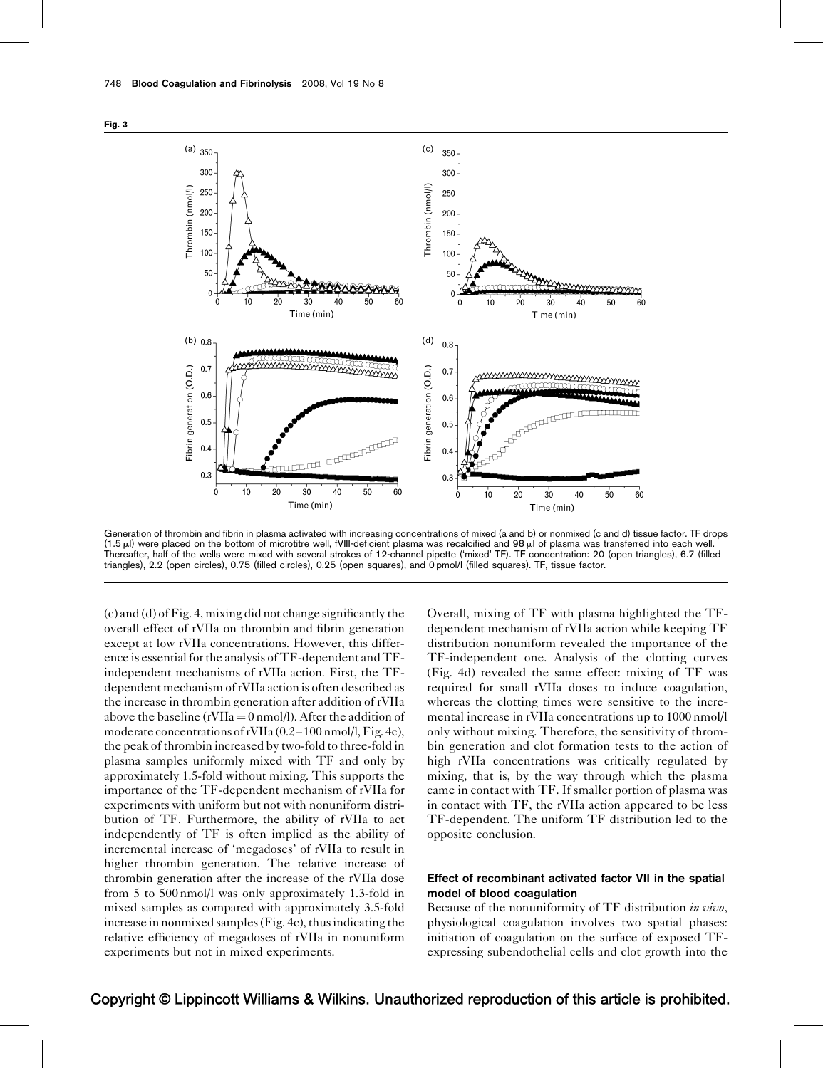**Fig. 3**

Generation of thrombin and fibrin in plasma activated with increasing concentrations of mixed (a and b) or nonmixed (c and d) tissue factor. TF drops (1.5 μl) were placed on the bottom of microtitre well, fVIII-deficient plasma was recalcified and 98 μl of plasma was transferred into each well. Thereafter, half of the wells were mixed with several strokes of 12-channel pipette ('mixed' TF). TF concentration: 20 (open triangles), 6.7 (filled triangles), 2.2 (open circles), 0.75 (filled circles), 0.25 (open squares), and 0 pmol/l (filled squares). TF, tissue factor.

(c) and (d) of Fig. 4, mixing did not change significantly the overall effect of rVIIa on thrombin and fibrin generation except at low rVIIa concentrations. However, this difference is essential for the analysis of TF-dependent and TF-independent mechanisms of rVIIa action. First, the TF-dependent mechanism of rVIIa action is often described as the increase in thrombin generation after addition of rVIIa above the baseline (rVIIa = 0 nmol/l). After the addition of moderate concentrations of rVIIa (0.2–100 nmol/l, Fig. 4c), the peak of thrombin increased by two-fold to three-fold in plasma samples uniformly mixed with TF and only by approximately 1.5-fold without mixing. This supports the importance of the TF-dependent mechanism of rVIIa for experiments with uniform but not with nonuniform distribution of TF. Furthermore, the ability of rVIIa to act independently of TF is often implied as the ability of incremental increase of 'megadoses' of rVIIa to result in higher thrombin generation. The relative increase of thrombin generation after the increase of the rVIIa dose from 5 to 500 nmol/l was only approximately 1.3-fold in mixed samples as compared with approximately 3.5-fold increase in nonmixed samples (Fig. 4c), thus indicating the relative efficiency of megadoses of rVIIa in nonuniform experiments but not in mixed experiments.

Overall, mixing of TF with plasma highlighted the TF-dependent mechanism of rVIIa action while keeping TF distribution nonuniform revealed the importance of the TF-independent one. Analysis of the clotting curves (Fig. 4d) revealed the same effect: mixing of TF was required for small rVIIa doses to induce coagulation, whereas the clotting times were sensitive to the incremental increase in rVIIa concentrations up to 1000 nmol/l only without mixing. Therefore, the sensitivity of thrombin generation and clot formation tests to the action of high rVIIa concentrations was critically regulated by mixing, that is, by the way through which the plasma came in contact with TF. If smaller portion of plasma was in contact with TF, the rVIIa action appeared to be less TF-dependent. The uniform TF distribution led to the opposite conclusion.

### Effect of recombinant activated factor VII in the spatial model of blood coagulation

Because of the nonuniformity of TF distribution *in vivo*, physiological coagulation involves two spatial phases: initiation of coagulation on the surface of exposed TF-expressing subendothelial cells and clot growth into the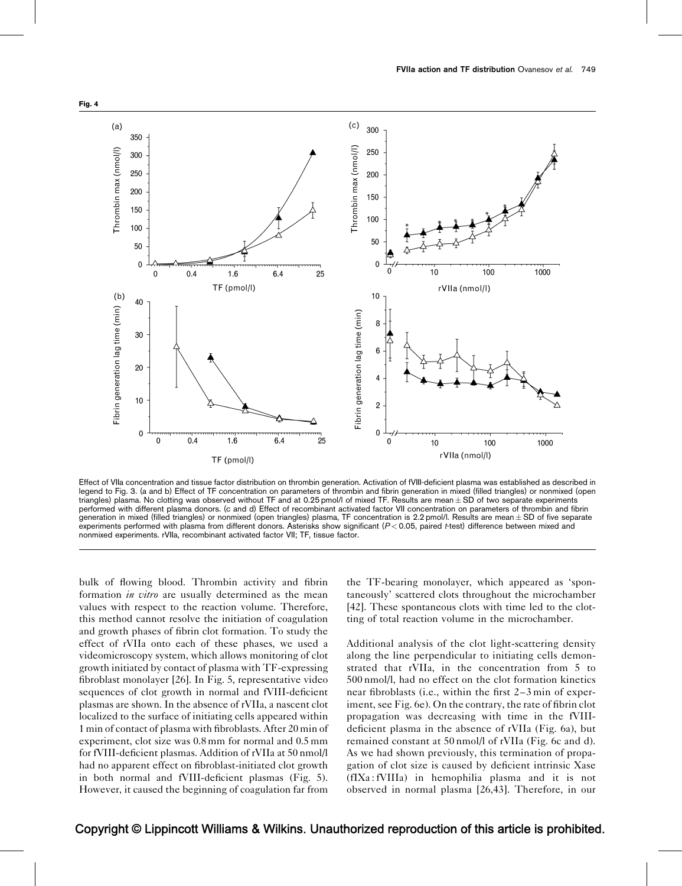Fig. 4

Effect of VIIa concentration and tissue factor distribution on thrombin generation. Activation of fVIII-deficient plasma was established as described in legend to Fig. 3. (a and b) Effect of TF concentration on parameters of thrombin and fibrin generation in mixed (filled triangles) or nonmixed (open triangles) plasma. No clotting was observed without TF and at 0.25 pmol/l of mixed TF. Results are mean ± SD of two separate experiments performed with different plasma donors. (c and d) Effect of recombinant activated factor VII concentration on parameters of thrombin and fibrin generation in mixed (filled triangles) or nonmixed (open triangles) plasma, TF concentration is 2.2 pmol/l. Results are mean ± SD of five separate experiments performed with plasma from different donors. Asterisks show significant ($P < 0.05$, paired *t*-test) difference between mixed and nonmixed experiments. rVIIa, recombinant activated factor VII; TF, tissue factor.

bulk of flowing blood. Thrombin activity and fibrin formation *in vitro* are usually determined as the mean values with respect to the reaction volume. Therefore, this method cannot resolve the initiation of coagulation and growth phases of fibrin clot formation. To study the effect of rVIIa onto each of these phases, we used a videomicroscopy system, which allows monitoring of clot growth initiated by contact of plasma with TF-expressing fibroblast monolayer [26]. In Fig. 5, representative video sequences of clot growth in normal and fVIII-deficient plasmas are shown. In the absence of rVIIa, a nascent clot localized to the surface of initiating cells appeared within 1 min of contact of plasma with fibroblasts. After 20 min of experiment, clot size was 0.8 mm for normal and 0.5 mm for fVIII-deficient plasmas. Addition of rVIIa at 50 nmol/l had no apparent effect on fibroblast-initiated clot growth in both normal and fVIII-deficient plasmas (Fig. 5). However, it caused the beginning of coagulation far from the TF-bearing monolayer, which appeared as 'spontaneously' scattered clots throughout the microchamber [42]. These spontaneous clots with time led to the clotting of total reaction volume in the microchamber.

Additional analysis of the clot light-scattering density along the line perpendicular to initiating cells demonstrated that rVIIa, in the concentration from 5 to 500 nmol/l, had no effect on the clot formation kinetics near fibroblasts (i.e., within the first 2–3 min of experiment, see Fig. 6e). On the contrary, the rate of fibrin clot propagation was decreasing with time in the fVIII-deficient plasma in the absence of rVIIa (Fig. 6a), but remained constant at 50 nmol/l of rVIIa (Fig. 6c and d). As we had shown previously, this termination of propagation of clot size is caused by deficient intrinsic Xase (fIXa : fVIIIa) in hemophilia plasma and it is not observed in normal plasma [26,43]. Therefore, in our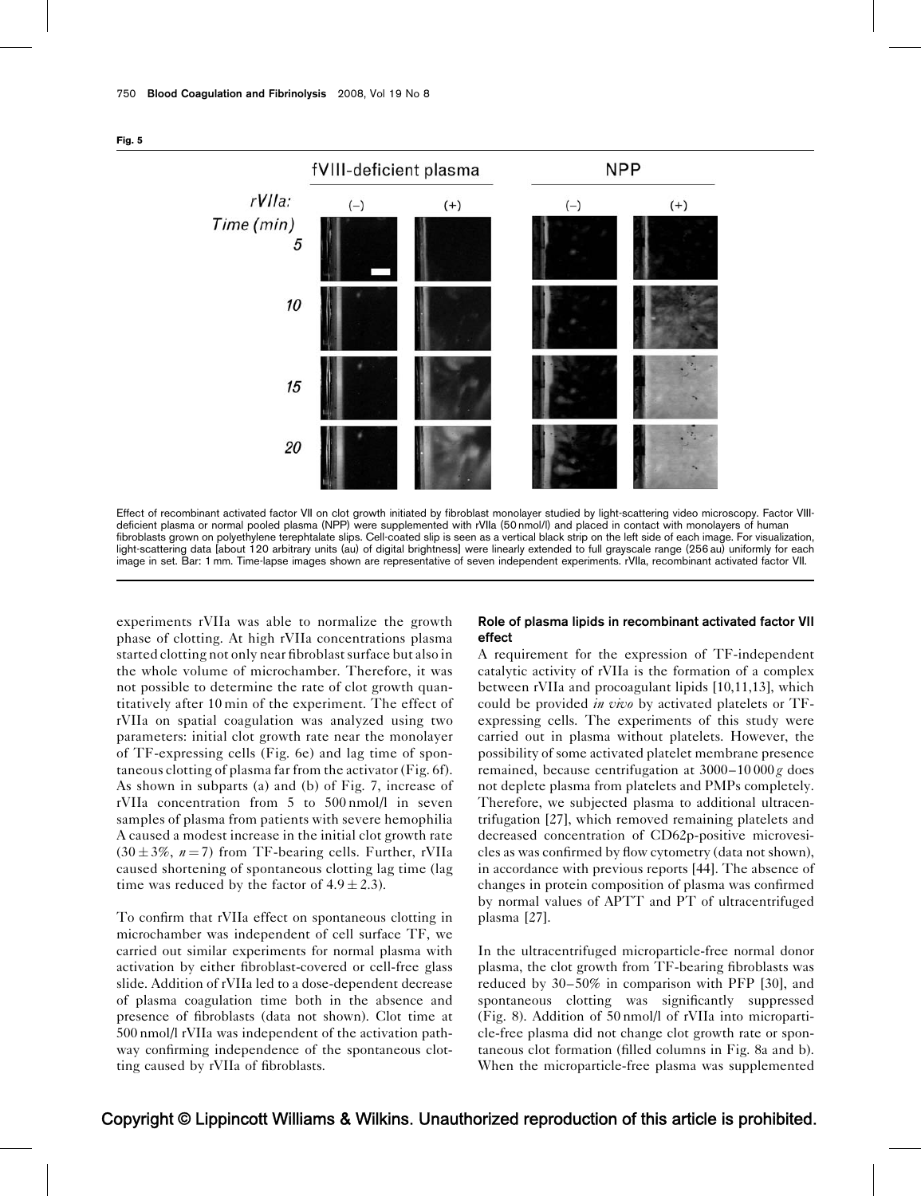**Fig. 5**

Effect of recombinant activated factor VII on clot growth initiated by fibroblast monolayer studied by light-scattering video microscopy. Factor VIII-deficient plasma or normal pooled plasma (NPP) were supplemented with rVIIa (50 nmol/l) and placed in contact with monolayers of human fibroblasts grown on polyethylene terephtalate slips. Cell-coated slip is seen as a vertical black strip on the left side of each image. For visualization, light-scattering data [about 120 arbitrary units (au) of digital brightness] were linearly extended to full grayscale range (256 au) uniformly for each image in set. Bar: 1 mm. Time-lapse images shown are representative of seven independent experiments. rVIIa, recombinant activated factor VII.

experiments rVIIa was able to normalize the growth phase of clotting. At high rVIIa concentrations plasma started clotting not only near fibroblast surface but also in the whole volume of microchamber. Therefore, it was not possible to determine the rate of clot growth quantitatively after 10 min of the experiment. The effect of rVIIa on spatial coagulation was analyzed using two parameters: initial clot growth rate near the monolayer of TF-expressing cells (Fig. 6e) and lag time of spontaneous clotting of plasma far from the activator (Fig. 6f). As shown in subparts (a) and (b) of Fig. 7, increase of rVIIa concentration from 5 to 500 nmol/l in seven samples of plasma from patients with severe hemophilia A caused a modest increase in the initial clot growth rate ($30 \pm 3\%$, $n = 7$) from TF-bearing cells. Further, rVIIa caused shortening of spontaneous clotting lag time (lag time was reduced by the factor of $4.9 \pm 2.3$).

To confirm that rVIIa effect on spontaneous clotting in microchamber was independent of cell surface TF, we carried out similar experiments for normal plasma with activation by either fibroblast-covered or cell-free glass slide. Addition of rVIIa led to a dose-dependent decrease of plasma coagulation time both in the absence and presence of fibroblasts (data not shown). Clot time at 500 nmol/l rVIIa was independent of the activation pathway confirming independence of the spontaneous clotting caused by rVIIa of fibroblasts.

### Role of plasma lipids in recombinant activated factor VII effect

A requirement for the expression of TF-independent catalytic activity of rVIIa is the formation of a complex between rVIIa and procoagulant lipids [10,11,13], which could be provided *in vivo* by activated platelets or TF-expressing cells. The experiments of this study were carried out in plasma without platelets. However, the possibility of some activated platelet membrane presence remained, because centrifugation at 3000–10 000 *g* does not deplete plasma from platelets and PMPs completely. Therefore, we subjected plasma to additional ultracentrifugation [27], which removed remaining platelets and decreased concentration of CD62p-positive microvesicles as was confirmed by flow cytometry (data not shown), in accordance with previous reports [44]. The absence of changes in protein composition of plasma was confirmed by normal values of APTT and PT of ultracentrifuged plasma [27].

In the ultracentrifuged microparticle-free normal donor plasma, the clot growth from TF-bearing fibroblasts was reduced by 30–50% in comparison with PFP [30], and spontaneous clotting was significantly suppressed (Fig. 8). Addition of 50 nmol/l of rVIIa into microparticle-free plasma did not change clot growth rate or spontaneous clot formation (filled columns in Fig. 8a and b). When the microparticle-free plasma was supplemented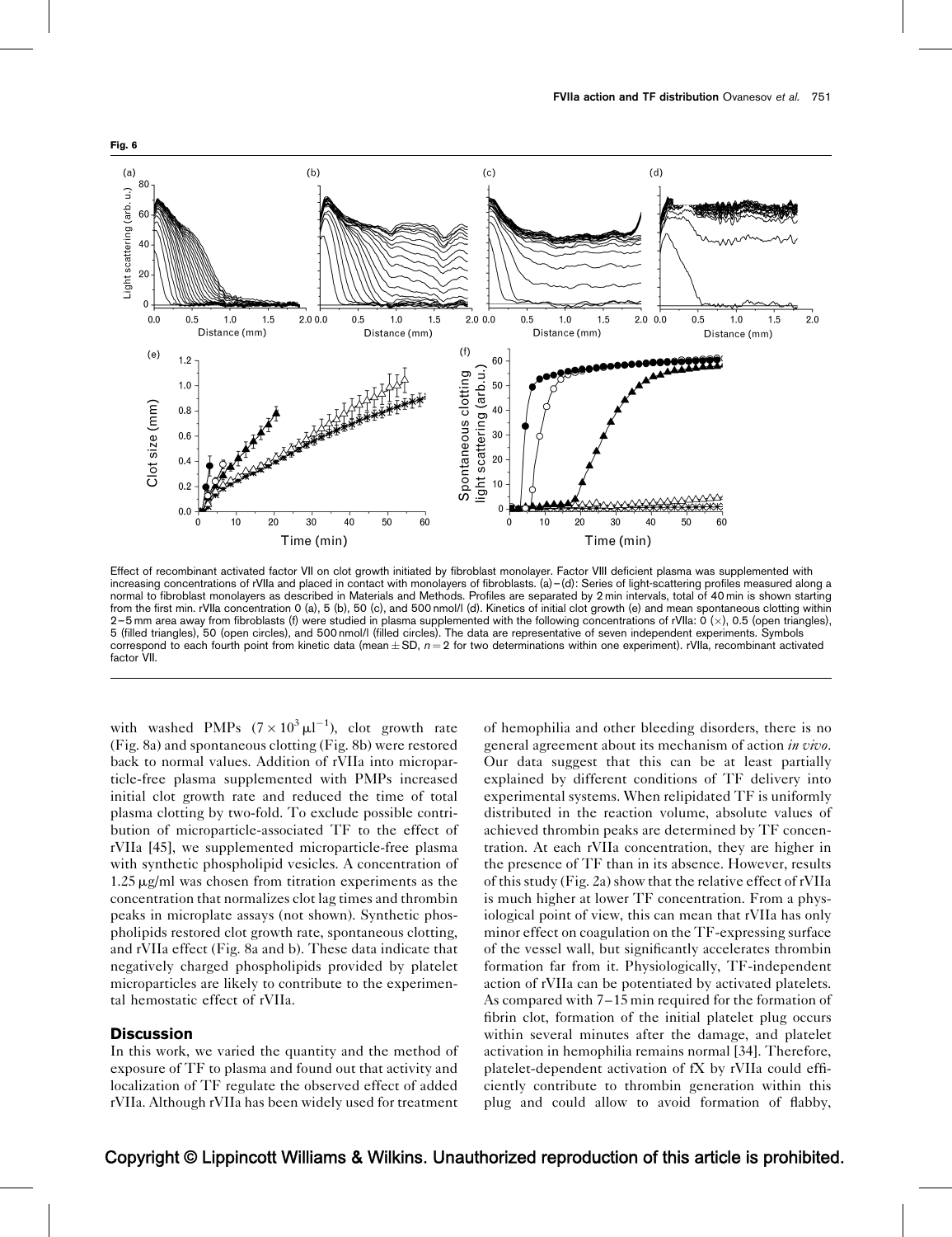**Fig. 6**

Effect of recombinant activated factor VII on clot growth initiated by fibroblast monolayer. Factor VIII deficient plasma was supplemented with increasing concentrations of rVIIa and placed in contact with monolayers of fibroblasts. (a)–(d): Series of light-scattering profiles measured along a normal to fibroblast monolayers as described in Materials and Methods. Profiles are separated by 2 min intervals, total of 40 min is shown starting from the first min. rVIIa concentration 0 (a), 5 (b), 50 (c), and 500 nmol/l (d). Kinetics of initial clot growth (e) and mean spontaneous clotting within 2–5 mm area away from fibroblasts (f) were studied in plasma supplemented with the following concentrations of rVIIa: 0 (×), 0.5 (open triangles), 5 (filled triangles), 50 (open circles), and 500 nmol/l (filled circles). The data are representative of seven independent experiments. Symbols correspond to each fourth point from kinetic data (mean ± SD, $n = 2$ for two determinations within one experiment). rVIIa, recombinant activated factor VII.

with washed PMPs ($7 \times 10^3\,\mu l^{-1}$), clot growth rate (Fig. 8a) and spontaneous clotting (Fig. 8b) were restored back to normal values. Addition of rVIIa into microparticle-free plasma supplemented with PMPs increased initial clot growth rate and reduced the time of total plasma clotting by two-fold. To exclude possible contribution of microparticle-associated TF to the effect of rVIIa [45], we supplemented microparticle-free plasma with synthetic phospholipid vesicles. A concentration of 1.25 μg/ml was chosen from titration experiments as the concentration that normalizes clot lag times and thrombin peaks in microplate assays (not shown). Synthetic phospholipids restored clot growth rate, spontaneous clotting, and rVIIa effect (Fig. 8a and b). These data indicate that negatively charged phospholipids provided by platelet microparticles are likely to contribute to the experimental hemostatic effect of rVIIa.

## Discussion

In this work, we varied the quantity and the method of exposure of TF to plasma and found out that activity and localization of TF regulate the observed effect of added rVIIa. Although rVIIa has been widely used for treatment of hemophilia and other bleeding disorders, there is no general agreement about its mechanism of action *in vivo*. Our data suggest that this can be at least partially explained by different conditions of TF delivery into experimental systems. When relipidated TF is uniformly distributed in the reaction volume, absolute values of achieved thrombin peaks are determined by TF concentration. At each rVIIa concentration, they are higher in the presence of TF than in its absence. However, results of this study (Fig. 2a) show that the relative effect of rVIIa is much higher at lower TF concentration. From a physiological point of view, this can mean that rVIIa has only minor effect on coagulation on the TF-expressing surface of the vessel wall, but significantly accelerates thrombin formation far from it. Physiologically, TF-independent action of rVIIa can be potentiated by activated platelets. As compared with 7–15 min required for the formation of fibrin clot, formation of the initial platelet plug occurs within several minutes after the damage, and platelet activation in hemophilia remains normal [34]. Therefore, platelet-dependent activation of fX by rVIIa could efficiently contribute to thrombin generation within this plug and could allow to avoid formation of flabby,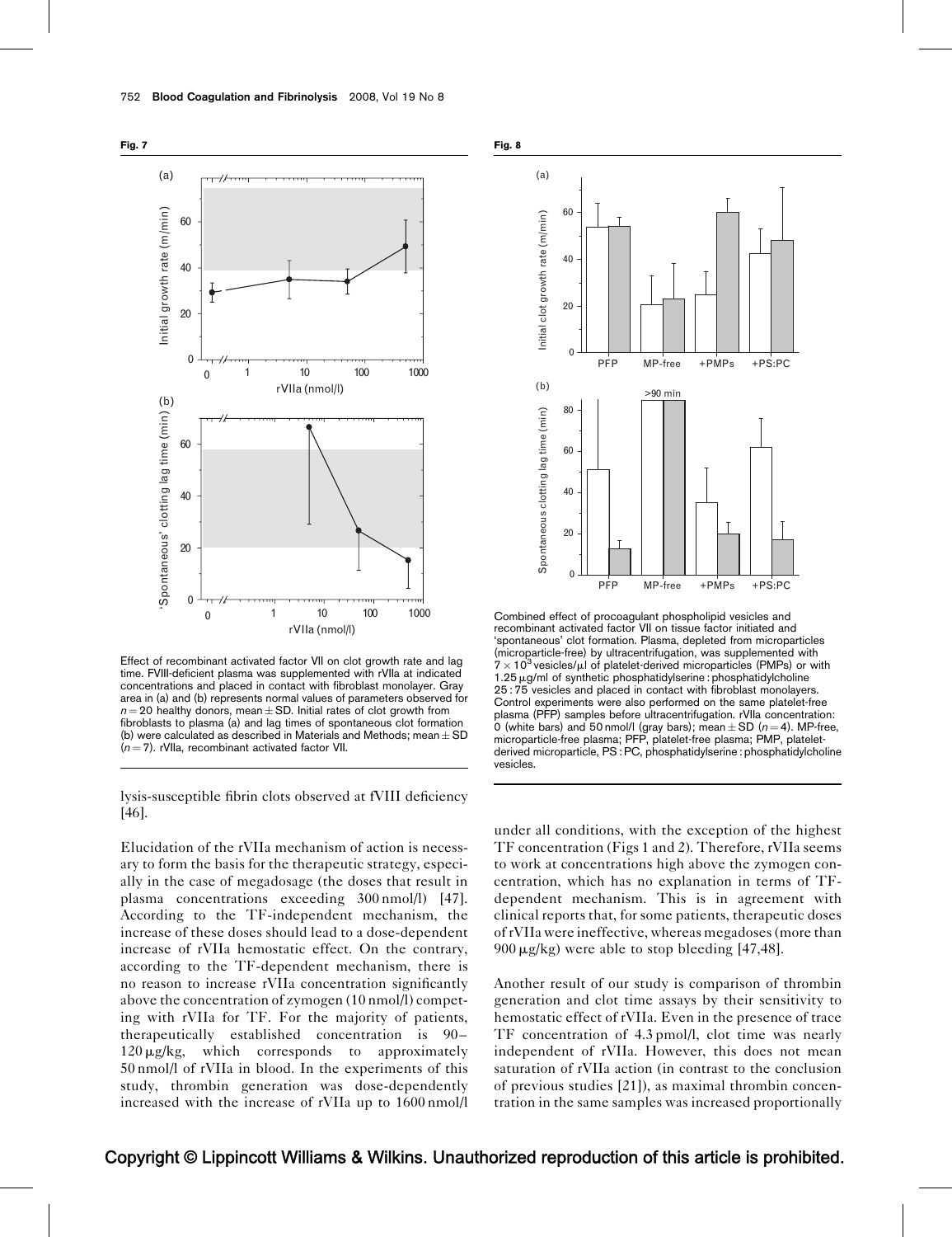**Fig. 7**

Effect of recombinant activated factor VII on clot growth rate and lag time. FVIII-deficient plasma was supplemented with rVIIa at indicated concentrations and placed in contact with fibroblast monolayer. Gray area in (a) and (b) represents normal values of parameters observed for $n = 20$ healthy donors, mean ± SD. Initial rates of clot growth from fibroblasts to plasma (a) and lag times of spontaneous clot formation (b) were calculated as described in Materials and Methods; mean ± SD ($n = 7$). rVIIa, recombinant activated factor VII.

**Fig. 8**

Combined effect of procoagulant phospholipid vesicles and recombinant activated factor VII on tissue factor initiated and 'spontaneous' clot formation. Plasma, depleted from microparticles (microparticle-free) by ultracentrifugation, was supplemented with $7 \times 10^3$ vesicles/μl of platelet-derived microparticles (PMPs) or with 1.25 μg/ml of synthetic phosphatidylserine : phosphatidylcholine 25 : 75 vesicles and placed in contact with fibroblast monolayers. Control experiments were also performed on the same platelet-free plasma (PFP) samples before ultracentrifugation. rVIIa concentration: 0 (white bars) and 50 nmol/l (gray bars); mean ± SD ($n = 4$). MP-free, microparticle-free plasma; PFP, platelet-free plasma; PMP, platelet-derived microparticle, PS : PC, phosphatidylserine : phosphatidylcholine vesicles.

lysis-susceptible fibrin clots observed at fVIII deficiency [46].

Elucidation of the rVIIa mechanism of action is necessary to form the basis for the therapeutic strategy, especially in the case of megadosage (the doses that result in plasma concentrations exceeding 300 nmol/l) [47]. According to the TF-independent mechanism, the increase of these doses should lead to a dose-dependent increase of rVIIa hemostatic effect. On the contrary, according to the TF-dependent mechanism, there is no reason to increase rVIIa concentration significantly above the concentration of zymogen (10 nmol/l) competing with rVIIa for TF. For the majority of patients, therapeutically established concentration is 90–120 μg/kg, which corresponds to approximately 50 nmol/l of rVIIa in blood. In the experiments of this study, thrombin generation was dose-dependently increased with the increase of rVIIa up to 1600 nmol/l under all conditions, with the exception of the highest TF concentration (Figs 1 and 2). Therefore, rVIIa seems to work at concentrations high above the zymogen concentration, which has no explanation in terms of TF-dependent mechanism. This is in agreement with clinical reports that, for some patients, therapeutic doses of rVIIa were ineffective, whereas megadoses (more than 900 μg/kg) were able to stop bleeding [47,48].

Another result of our study is comparison of thrombin generation and clot time assays by their sensitivity to hemostatic effect of rVIIa. Even in the presence of trace TF concentration of 4.3 pmol/l, clot time was nearly independent of rVIIa. However, this does not mean saturation of rVIIa action (in contrast to the conclusion of previous studies [21]), as maximal thrombin concentration in the same samples was increased proportionally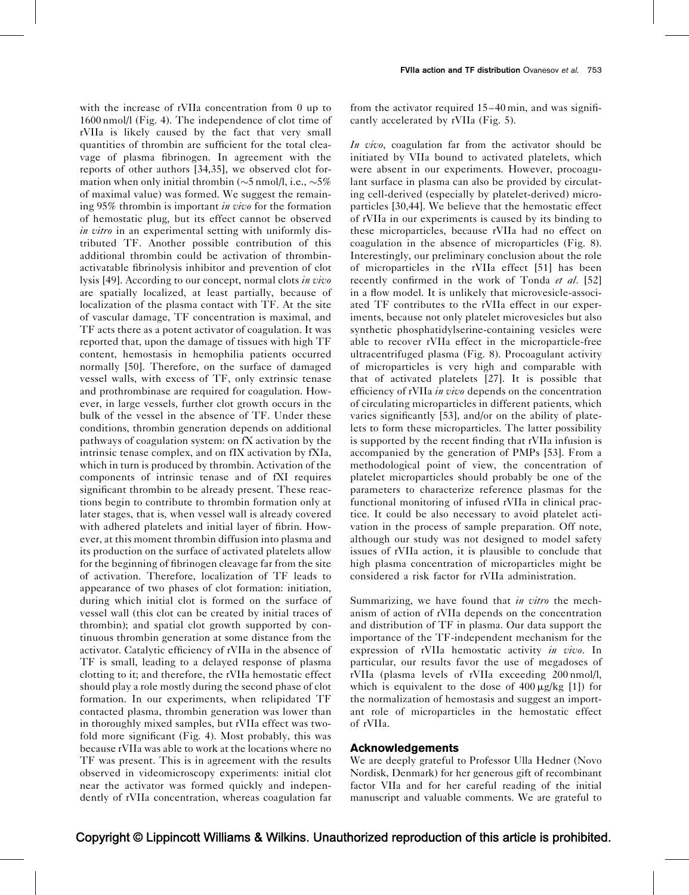with the increase of rVIIa concentration from 0 up to 1600 nmol/l (Fig. 4). The independence of clot time of rVIIa is likely caused by the fact that very small quantities of thrombin are sufficient for the total cleavage of plasma fibrinogen. In agreement with the reports of other authors [34,35], we observed clot formation when only initial thrombin (~5 nmol/l, i.e., ~5% of maximal value) was formed. We suggest the remaining 95% thrombin is important *in vivo* for the formation of hemostatic plug, but its effect cannot be observed *in vitro* in an experimental setting with uniformly distributed TF. Another possible contribution of this additional thrombin could be activation of thrombin-activatable fibrinolysis inhibitor and prevention of clot lysis [49]. According to our concept, normal clots *in vivo* are spatially localized, at least partially, because of localization of the plasma contact with TF. At the site of vascular damage, TF concentration is maximal, and TF acts there as a potent activator of coagulation. It was reported that, upon the damage of tissues with high TF content, hemostasis in hemophilia patients occurred normally [50]. Therefore, on the surface of damaged vessel walls, with excess of TF, only extrinsic tenase and prothrombinase are required for coagulation. However, in large vessels, further clot growth occurs in the bulk of the vessel in the absence of TF. Under these conditions, thrombin generation depends on additional pathways of coagulation system: on fX activation by the intrinsic tenase complex, and on fIX activation by fXIa, which in turn is produced by thrombin. Activation of the components of intrinsic tenase and of fXI requires significant thrombin to be already present. These reactions begin to contribute to thrombin formation only at later stages, that is, when vessel wall is already covered with adhered platelets and initial layer of fibrin. However, at this moment thrombin diffusion into plasma and its production on the surface of activated platelets allow for the beginning of fibrinogen cleavage far from the site of activation. Therefore, localization of TF leads to appearance of two phases of clot formation: initiation, during which initial clot is formed on the surface of vessel wall (this clot can be created by initial traces of thrombin); and spatial clot growth supported by continuous thrombin generation at some distance from the activator. Catalytic efficiency of rVIIa in the absence of TF is small, leading to a delayed response of plasma clotting to it; and therefore, the rVIIa hemostatic effect should play a role mostly during the second phase of clot formation. In our experiments, when relipidated TF contacted plasma, thrombin generation was lower than in thoroughly mixed samples, but rVIIa effect was two-fold more significant (Fig. 4). Most probably, this was because rVIIa was able to work at the locations where no TF was present. This is in agreement with the results observed in videomicroscopy experiments: initial clot near the activator was formed quickly and independently of rVIIa concentration, whereas coagulation far from the activator required 15–40 min, and was significantly accelerated by rVIIa (Fig. 5).

*In vivo*, coagulation far from the activator should be initiated by VIIa bound to activated platelets, which were absent in our experiments. However, procoagulant surface in plasma can also be provided by circulating cell-derived (especially by platelet-derived) microparticles [30,44]. We believe that the hemostatic effect of rVIIa in our experiments is caused by its binding to these microparticles, because rVIIa had no effect on coagulation in the absence of microparticles (Fig. 8). Interestingly, our preliminary conclusion about the role of microparticles in the rVIIa effect [51] has been recently confirmed in the work of Tonda *et al.* [52] in a flow model. It is unlikely that microvesicle-associated TF contributes to the rVIIa effect in our experiments, because not only platelet microvesicles but also synthetic phosphatidylserine-containing vesicles were able to recover rVIIa effect in the microparticle-free ultracentrifuged plasma (Fig. 8). Procoagulant activity of microparticles is very high and comparable with that of activated platelets [27]. It is possible that efficiency of rVIIa *in vivo* depends on the concentration of circulating microparticles in different patients, which varies significantly [53], and/or on the ability of platelets to form these microparticles. The latter possibility is supported by the recent finding that rVIIa infusion is accompanied by the generation of PMPs [53]. From a methodological point of view, the concentration of platelet microparticles should probably be one of the parameters to characterize reference plasmas for the functional monitoring of infused rVIIa in clinical practice. It could be also necessary to avoid platelet activation in the process of sample preparation. Off note, although our study was not designed to model safety issues of rVIIa action, it is plausible to conclude that high plasma concentration of microparticles might be considered a risk factor for rVIIa administration.

Summarizing, we have found that *in vitro* the mechanism of action of rVIIa depends on the concentration and distribution of TF in plasma. Our data support the importance of the TF-independent mechanism for the expression of rVIIa hemostatic activity *in vivo*. In particular, our results favor the use of megadoses of rVIIa (plasma levels of rVIIa exceeding 200 nmol/l, which is equivalent to the dose of 400 μg/kg [1]) for the normalization of hemostasis and suggest an important role of microparticles in the hemostatic effect of rVIIa.

## Acknowledgements

We are deeply grateful to Professor Ulla Hedner (Novo Nordisk, Denmark) for her generous gift of recombinant factor VIIa and for her careful reading of the initial manuscript and valuable comments. We are grateful to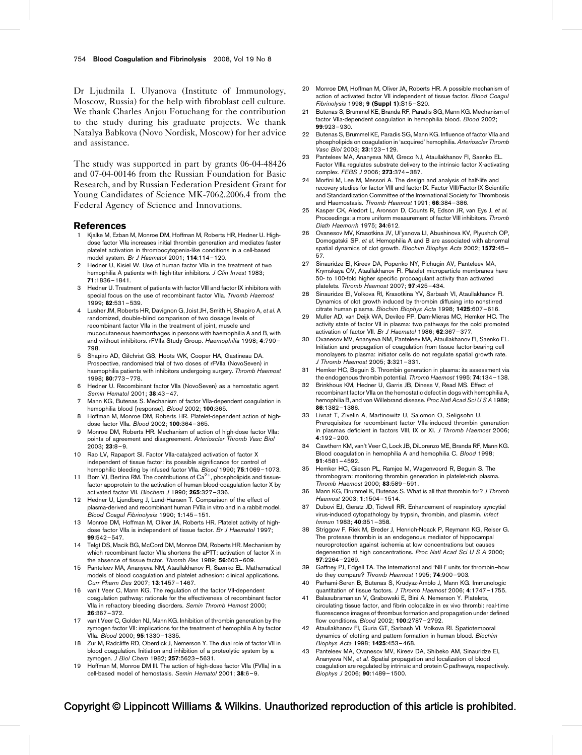Dr Ljudmila I. Ulyanova (Institute of Immunology, Moscow, Russia) for the help with fibroblast cell culture. We thank Charles Anjou Fotuchang for the contribution to the study during his graduate projects. We thank Natalya Babkova (Novo Nordisk, Moscow) for her advice and assistance.

The study was supported in part by grants 06-04-48426 and 07-04-00146 from the Russian Foundation for Basic Research, and by Russian Federation President Grant for Young Candidates of Science MK-7062.2006.4 from the Federal Agency of Science and Innovations.

## References

1. Kjalke M, Ezban M, Monroe DM, Hoffman M, Roberts HR, Hedner U. High-dose factor VIIa increases initial thrombin generation and mediates faster platelet activation in thrombocytopenia-like conditions in a cell-based model system. *Br J Haematol* 2001; **114**:114–120.
2. Hedner U, Kisiel W. Use of human factor VIIa in the treatment of two hemophilia A patients with high-titer inhibitors. *J Clin Invest* 1983; **71**:1836–1841.
3. Hedner U. Treatment of patients with factor VIII and factor IX inhibitors with special focus on the use of recombinant factor VIIa. *Thromb Haemost* 1999; **82**:531–539.
4. Lusher JM, Roberts HR, Davignon G, Joist JH, Smith H, Shapiro A, *et al.* A randomized, double-blind comparison of two dosage levels of recombinant factor VIIa in the treatment of joint, muscle and mucocutaneous haemorrhages in persons with haemophilia A and B, with and without inhibitors. rFVIIa Study Group. *Haemophilia* 1998; **4**:790–798.
5. Shapiro AD, Gilchrist GS, Hoots WK, Cooper HA, Gastineau DA. Prospective, randomised trial of two doses of rFVIIa (NovoSeven) in haemophilia patients with inhibitors undergoing surgery. *Thromb Haemost* 1998; **80**:773–778.
6. Hedner U. Recombinant factor VIIa (NovoSeven) as a hemostatic agent. *Semin Hematol* 2001; **38**:43–47.
7. Mann KG, Butenas S. Mechanism of factor VIIa-dependent coagulation in hemophilia blood [response]. *Blood* 2002; **100**:365.
8. Hoffman M, Monroe DM, Roberts HR. Platelet-dependent action of high-dose factor VIIa. *Blood* 2002; **100**:364–365.
9. Monroe DM, Roberts HR. Mechanism of action of high-dose factor VIIa: points of agreement and disagreement. *Arterioscler Thromb Vasc Biol* 2003; **23**:8–9.
10. Rao LV, Rapaport SI. Factor VIIa-catalyzed activation of factor X independent of tissue factor: its possible significance for control of hemophilic bleeding by infused factor VIIa. *Blood* 1990; **75**:1069–1073.
11. Bom VJ, Bertina RM. The contributions of $Ca^{2+}$, phospholipids and tissue-factor apoprotein to the activation of human blood-coagulation factor X by activated factor VII. *Biochem J* 1990; **265**:327–336.
12. Hedner U, Ljundberg J, Lund-Hansen T. Comparison of the effect of plasma-derived and recombinant human FVIIa in vitro and in a rabbit model. *Blood Coagul Fibrinolysis* 1990; **1**:145–151.
13. Monroe DM, Hoffman M, Oliver JA, Roberts HR. Platelet activity of high-dose factor VIIa is independent of tissue factor. *Br J Haematol* 1997; **99**:542–547.
14. Telgt DS, Macik BG, McCord DM, Monroe DM, Roberts HR. Mechanism by which recombinant factor VIIa shortens the aPTT: activation of factor X in the absence of tissue factor. *Thromb Res* 1989; **56**:603–609.
15. Panteleev MA, Ananyeva NM, Ataullakhanov FI, Saenko EL. Mathematical models of blood coagulation and platelet adhesion: clinical applications. *Curr Pharm Des* 2007; **13**:1457–1467.
16. van't Veer C, Mann KG. The regulation of the factor VII-dependent coagulation pathway: rationale for the effectiveness of recombinant factor VIIa in refractory bleeding disorders. *Semin Thromb Hemost* 2000; **26**:367–372.
17. van't Veer C, Golden NJ, Mann KG. Inhibition of thrombin generation by the zymogen factor VII: implications for the treatment of hemophilia A by factor VIIa. *Blood* 2000; **95**:1330–1335.
18. Zur M, Radcliffe RD, Oberdick J, Nemerson Y. The dual role of factor VII in blood coagulation. Initiation and inhibition of a proteolytic system by a zymogen. *J Biol Chem* 1982; **257**:5623–5631.
19. Hoffman M, Monroe DM III. The action of high-dose factor VIIa (FVIIa) in a cell-based model of hemostasis. *Semin Hematol* 2001; **38**:6–9.
20. Monroe DM, Hoffman M, Oliver JA, Roberts HR. A possible mechanism of action of activated factor VII independent of tissue factor. *Blood Coagul Fibrinolysis* 1998; **9 (Suppl 1)**:S15–S20.
21. Butenas S, Brummel KE, Branda RF, Paradis SG, Mann KG. Mechanism of factor VIIa-dependent coagulation in hemophilia blood. *Blood* 2002; **99**:923–930.
22. Butenas S, Brummel KE, Paradis SG, Mann KG. Influence of factor VIIa and phospholipids on coagulation in 'acquired' hemophilia. *Arterioscler Thromb Vasc Biol* 2003; **23**:123–129.
23. Panteleev MA, Ananyeva NM, Greco NJ, Ataullakhanov FI, Saenko EL. Factor VIIIa regulates substrate delivery to the intrinsic factor X-activating complex. *FEBS J* 2006; **273**:374–387.
24. Morfini M, Lee M, Messori A. The design and analysis of half-life and recovery studies for factor VIII and factor IX. Factor VIII/Factor IX Scientific and Standardization Committee of the International Society for Thrombosis and Haemostasis. *Thromb Haemost* 1991; **66**:384–386.
25. Kasper CK, Aledort L, Aronson D, Counts R, Edson JR, van Eys J, *et al.* Proceedings: a more uniform measurement of factor VIII inhibitors. *Thromb Diath Haemorrh* 1975; **34**:612.
26. Ovanesov MV, Krasotkina JV, Ul'yanova LI, Abushinova KV, Plyushch OP, Domogatskii SP, *et al.* Hemophilia A and B are associated with abnormal spatial dynamics of clot growth. *Biochim Biophys Acta* 2002; **1572**:45–57.
27. Sinauridze EI, Kireev DA, Popenko NY, Pichugin AV, Panteleev MA, Krymskaya OV, Ataullakhanov FI. Platelet microparticle membranes have 50- to 100-fold higher specific procoagulant activity than activated platelets. *Thromb Haemost* 2007; **97**:425–434.
28. Sinauridze EI, Volkova RI, Krasotkina YV, Sarbash VI, Ataullakhanov FI. Dynamics of clot growth induced by thrombin diffusing into nonstirred citrate human plasma. *Biochim Biophys Acta* 1998; **1425**:607–616.
29. Muller AD, van Deijk WA, Devilee PP, Dam-Mieras MC, Hemker HC. The activity state of factor VII in plasma: two pathways for the cold promoted activation of factor VII. *Br J Haematol* 1986; **62**:367–377.
30. Ovanesov MV, Ananyeva NM, Panteleev MA, Ataullakhanov FI, Saenko EL. Initiation and propagation of coagulation from tissue factor-bearing cell monolayers to plasma: initiator cells do not regulate spatial growth rate. *J Thromb Haemost* 2005; **3**:321–331.
31. Hemker HC, Beguin S. Thrombin generation in plasma: its assessment via the endogenous thrombin potential. *Thromb Haemost* 1995; **74**:134–138.
32. Brinkhous KM, Hedner U, Garris JB, Diness V, Read MS. Effect of recombinant factor VIIa on the hemostatic defect in dogs with hemophilia A, hemophilia B, and von Willebrand disease. *Proc Natl Acad Sci U S A* 1989; **86**:1382–1386.
33. Livnat T, Zivelin A, Martinowitz U, Salomon O, Seligsohn U. Prerequisites for recombinant factor VIIa-induced thrombin generation in plasmas deficient in factors VIII, IX or XI. *J Thromb Haemost* 2006; **4**:192–200.
34. Cawthern KM, van't Veer C, Lock JB, DiLorenzo ME, Branda RF, Mann KG. Blood coagulation in hemophilia A and hemophilia C. *Blood* 1998; **91**:4581–4592.
35. Hemker HC, Giesen PL, Ramjee M, Wagenvoord R, Beguin S. The thrombogram: monitoring thrombin generation in platelet-rich plasma. *Thromb Haemost* 2000; **83**:589–591.
36. Mann KG, Brummel K, Butenas S. What is all that thrombin for? *J Thromb Haemost* 2003; **1**:1504–1514.
37. Dubovi EJ, Geratz JD, Tidwell RR. Enhancement of respiratory syncytial virus-induced cytopathology by trypsin, thrombin, and plasmin. *Infect Immun* 1983; **40**:351–358.
38. Striggow F, Riek M, Breder J, Henrich-Noack P, Reymann KG, Reiser G. The protease thrombin is an endogenous mediator of hippocampal neuroprotection against ischemia at low concentrations but causes degeneration at high concentrations. *Proc Natl Acad Sci U S A* 2000; **97**:2264–2269.
39. Gaffney PJ, Edgell TA. The International and 'NIH' units for thrombin–how do they compare? *Thromb Haemost* 1995; **74**:900–903.
40. Parhami-Seren B, Butenas S, Krudysz-Amblo J, Mann KG. Immunologic quantitation of tissue factors. *J Thromb Haemost* 2006; **4**:1747–1755.
41. Balasubramanian V, Grabowski E, Bini A, Nemerson Y. Platelets, circulating tissue factor, and fibrin colocalize in ex vivo thrombi: real-time fluorescence images of thrombus formation and propagation under defined flow conditions. *Blood* 2002; **100**:2787–2792.
42. Ataullakhanov FI, Guria GT, Sarbash VI, Volkova RI. Spatiotemporal dynamics of clotting and pattern formation in human blood. *Biochim Biophys Acta* 1998; **1425**:453–468.
43. Panteleev MA, Ovanesov MV, Kireev DA, Shibeko AM, Sinauridze EI, Ananyeva NM, *et al.* Spatial propagation and localization of blood coagulation are regulated by intrinsic and protein C pathways, respectively. *Biophys J* 2006; **90**:1489–1500.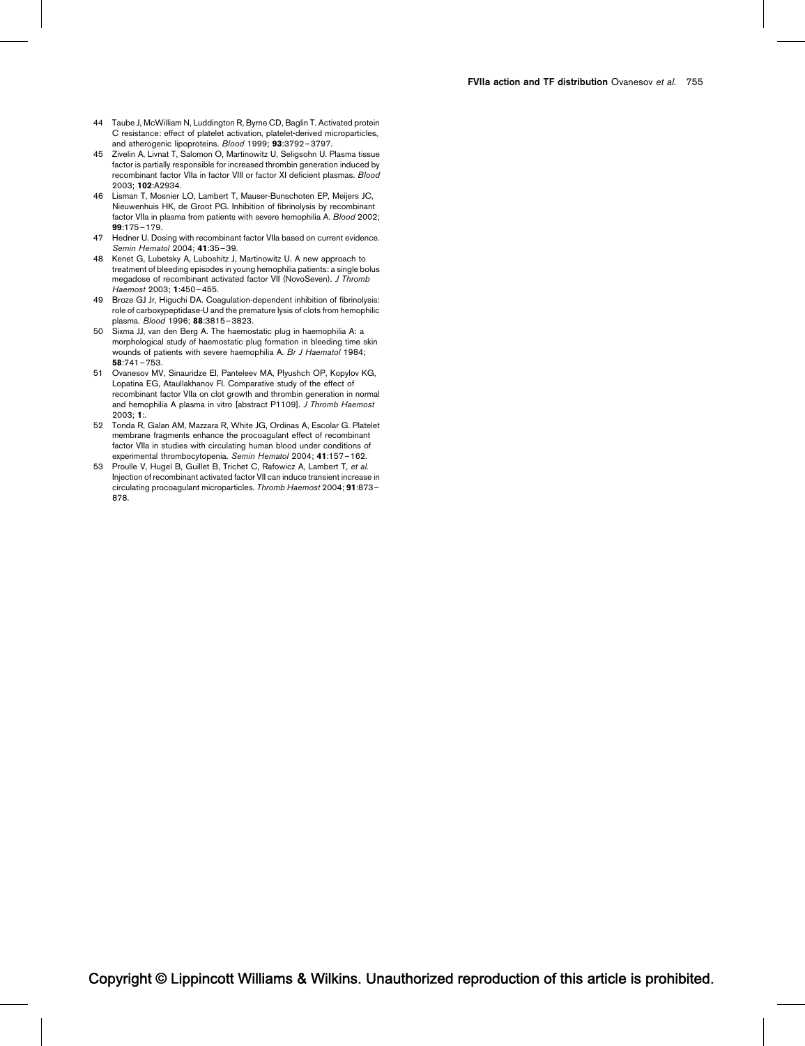44 Taube J, McWilliam N, Luddington R, Byrne CD, Baglin T. Activated protein C resistance: effect of platelet activation, platelet-derived microparticles, and atherogenic lipoproteins. *Blood* 1999; **93**:3792–3797.

45 Zivelin A, Livnat T, Salomon O, Martinowitz U, Seligsohn U. Plasma tissue factor is partially responsible for increased thrombin generation induced by recombinant factor VIIa in factor VIII or factor XI deficient plasmas. *Blood* 2003; **102**:A2934.

46 Lisman T, Mosnier LO, Lambert T, Mauser-Bunschoten EP, Meijers JC, Nieuwenhuis HK, de Groot PG. Inhibition of fibrinolysis by recombinant factor VIIa in plasma from patients with severe hemophilia A. *Blood* 2002; **99**:175–179.

47 Hedner U. Dosing with recombinant factor VIIa based on current evidence. *Semin Hematol* 2004; **41**:35–39.

48 Kenet G, Lubetsky A, Luboshitz J, Martinowitz U. A new approach to treatment of bleeding episodes in young hemophilia patients: a single bolus megadose of recombinant activated factor VII (NovoSeven). *J Thromb Haemost* 2003; **1**:450–455.

49 Broze GJ Jr, Higuchi DA. Coagulation-dependent inhibition of fibrinolysis: role of carboxypeptidase-U and the premature lysis of clots from hemophilic plasma. *Blood* 1996; **88**:3815–3823.

50 Sixma JJ, van den Berg A. The haemostatic plug in haemophilia A: a morphological study of haemostatic plug formation in bleeding time skin wounds of patients with severe haemophilia A. *Br J Haematol* 1984; **58**:741–753.

51 Ovanesov MV, Sinauridze EI, Panteleev MA, Plyushch OP, Kopylov KG, Lopatina EG, Ataullakhanov FI. Comparative study of the effect of recombinant factor VIIa on clot growth and thrombin generation in normal and hemophilia A plasma in vitro [abstract P1109]. *J Thromb Haemost* 2003; **1**:.

52 Tonda R, Galan AM, Mazzara R, White JG, Ordinas A, Escolar G. Platelet membrane fragments enhance the procoagulant effect of recombinant factor VIIa in studies with circulating human blood under conditions of experimental thrombocytopenia. *Semin Hematol* 2004; **41**:157–162.

53 Proulle V, Hugel B, Guillet B, Trichet C, Rafowicz A, Lambert T, *et al.* Injection of recombinant activated factor VII can induce transient increase in circulating procoagulant microparticles. *Thromb Haemost* 2004; **91**:873–878.

Copyright © Lippincott Williams & Wilkins. Unauthorized reproduction of this article is prohibited.